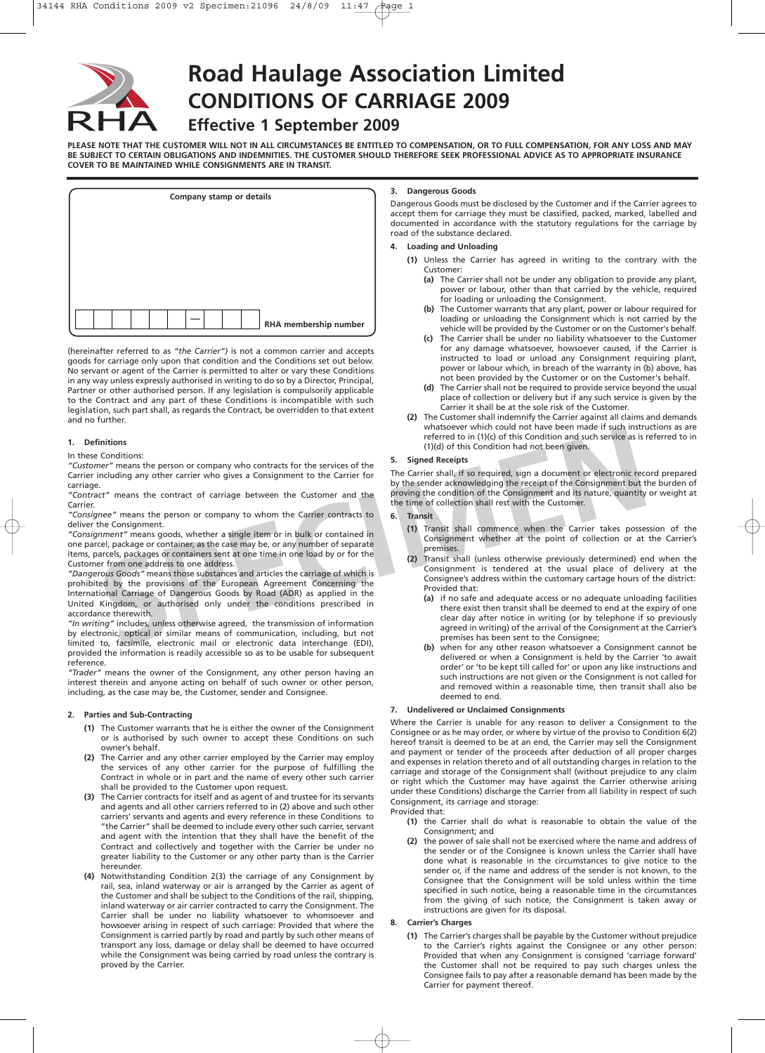

## **Road Haulage Association Limited CONDITIONS OF CARRIAGE 2009 Effective 1 September 2009**

**PLEASE NOTE THAT THE CUSTOMER WILL NOT IN ALL CIRCUMSTANCES BE ENTITLED TO COMPENSATION, OR TO FULL COMPENSATION, FOR ANY LOSS AND MAY BE SUBJECT TO CERTAIN OBLIGATIONS AND INDEMNITIES. THE CUSTOMER SHOULD THEREFORE SEEK PROFESSIONAL ADVICE AS TO APPROPRIATE INSURANCE COVER TO BE MAINTAINED WHILE CONSIGNMENTS ARE IN TRANSIT.**



(hereinafter referred to as *"the Carrier")* is not a common carrier and accepts goods for carriage only upon that condition and the Conditions set out below. No servant or agent of the Carrier is permitted to alter or vary these Conditions in any way unless expressly authorised in writing to do so by a Director, Principal, Partner or other authorised person. If any legislation is compulsorily applicable to the Contract and any part of these Conditions is incompatible with such legislation, such part shall, as regards the Contract, be overridden to that extent and no further.

#### **1. Definitions**

#### In these Conditions:

*"Customer"* means the person or company who contracts for the services of the Carrier including any other carrier who gives a Consignment to the Carrier for carriage.

*"Contract"* means the contract of carriage between the Customer and the Carrier.

*"Consignee"* means the person or company to whom the Carrier contracts to deliver the Consignment.

*"Consignment"* means goods, whether a single item or in bulk or contained in one parcel, package or container, as the case may be, or any number of separate items, parcels, packages or containers sent at one time in one load by or for the Customer from one address to one address.

initions<br>
Interiors:<br>
Forestigment to the services of the services of the services of the services of the services of the Condition and such services as is<br>
conditions:<br>
Signed Receipts<br>
Condition and such services as is<br> *"Dangerous Goods"* means those substances and articles the carriage of which is prohibited by the provisions of the European Agreement Concerning the International Carriage of Dangerous Goods by Road (ADR) as applied in the United Kingdom, or authorised only under the conditions prescribed in accordance therewith.

*"In writing"* includes, unless otherwise agreed, the transmission of information by electronic, optical or similar means of communication, including, but not limited to, facsimile, electronic mail or electronic data interchange (EDI), provided the information is readily accessible so as to be usable for subsequent reference.

*"Trader"* means the owner of the Consignment, any other person having an interest therein and anyone acting on behalf of such owner or other person, including, as the case may be, the Customer, sender and Consignee.

#### **2. Parties and Sub-Contracting**

- **(1)** The Customer warrants that he is either the owner of the Consignment or is authorised by such owner to accept these Conditions on such owner's behalf.
- **(2)** The Carrier and any other carrier employed by the Carrier may employ the services of any other carrier for the purpose of fulfilling the Contract in whole or in part and the name of every other such carrier shall be provided to the Customer upon request.
- **(3)** The Carrier contracts for itself and as agent of and trustee for its servants and agents and all other carriers referred to in (2) above and such other carriers' servants and agents and every reference in these Conditions to "the Carrier" shall be deemed to include every other such carrier, servant and agent with the intention that they shall have the benefit of the Contract and collectively and together with the Carrier be under no greater liability to the Customer or any other party than is the Carrier hereunder.
- **(4)** Notwithstanding Condition 2(3) the carriage of any Consignment by rail, sea, inland waterway or air is arranged by the Carrier as agent of the Customer and shall be subject to the Conditions of the rail, shipping, inland waterway or air carrier contracted to carry the Consignment. The Carrier shall be under no liability whatsoever to whomsoever and howsoever arising in respect of such carriage: Provided that where the Consignment is carried partly by road and partly by such other means of transport any loss, damage or delay shall be deemed to have occurred while the Consignment was being carried by road unless the contrary is proved by the Carrier.

#### **3. Dangerous Goods**

Dangerous Goods must be disclosed by the Customer and if the Carrier agrees to accept them for carriage they must be classified, packed, marked, labelled and documented in accordance with the statutory regulations for the carriage by road of the substance declared.

#### **4. Loading and Unloading**

- **(1)** Unless the Carrier has agreed in writing to the contrary with the Customer:
	- **(a)** The Carrier shall not be under any obligation to provide any plant, power or labour, other than that carried by the vehicle, required for loading or unloading the Consignment.
	- **(b)** The Customer warrants that any plant, power or labour required for loading or unloading the Consignment which is not carried by the vehicle will be provided by the Customer or on the Customer's behalf.
	- **(c)** The Carrier shall be under no liability whatsoever to the Customer for any damage whatsoever, howsoever caused, if the Carrier is instructed to load or unload any Consignment requiring plant, power or labour which, in breach of the warranty in (b) above, has not been provided by the Customer or on the Customer's behalf.
	- **(d)** The Carrier shall not be required to provide service beyond the usual place of collection or delivery but if any such service is given by the Carrier it shall be at the sole risk of the Customer.
- **(2)** The Customer shall indemnify the Carrier against all claims and demands whatsoever which could not have been made if such instructions as are referred to in (1)(c) of this Condition and such service as is referred to in (1)(d) of this Condition had not been given.

#### **5. Signed Receipts**

The Carrier shall, if so required, sign a document or electronic record prepared by the sender acknowledging the receipt of the Consignment but the burden of proving the condition of the Consignment and its nature, quantity or weight at the time of collection shall rest with the Customer.

- **6. Transit**
	- **(1)** Transit shall commence when the Carrier takes possession of the Consignment whether at the point of collection or at the Carrier's premises.
	- **(2)** Transit shall (unless otherwise previously determined) end when the Consignment is tendered at the usual place of delivery at the Consignee's address within the customary cartage hours of the district: Provided that:
		- **(a)** if no safe and adequate access or no adequate unloading facilities there exist then transit shall be deemed to end at the expiry of one clear day after notice in writing (or by telephone if so previously agreed in writing) of the arrival of the Consignment at the Carrier's premises has been sent to the Consignee;
		- **(b)** when for any other reason whatsoever a Consignment cannot be delivered or when a Consignment is held by the Carrier 'to await order' or 'to be kept till called for' or upon any like instructions and such instructions are not given or the Consignment is not called for and removed within a reasonable time, then transit shall also be deemed to end.

#### **7. Undelivered or Unclaimed Consignments**

Where the Carrier is unable for any reason to deliver a Consignment to the Consignee or as he may order, or where by virtue of the proviso to Condition 6(2) hereof transit is deemed to be at an end, the Carrier may sell the Consignment and payment or tender of the proceeds after deduction of all proper charges and expenses in relation thereto and of all outstanding charges in relation to the carriage and storage of the Consignment shall (without prejudice to any claim or right which the Customer may have against the Carrier otherwise arising under these Conditions) discharge the Carrier from all liability in respect of such Consignment, its carriage and storage: Provided that:

- **(1)** the Carrier shall do what is reasonable to obtain the value of the Consignment; and
- **(2)** the power of sale shall not be exercised where the name and address of the sender or of the Consignee is known unless the Carrier shall have done what is reasonable in the circumstances to give notice to the sender or, if the name and address of the sender is not known, to the Consignee that the Consignment will be sold unless within the time specified in such notice, being a reasonable time in the circumstances from the giving of such notice, the Consignment is taken away or instructions are given for its disposal.

#### **8. Carrier's Charges**

**(1)** The Carrier's charges shall be payable by the Customer without prejudice to the Carrier's rights against the Consignee or any other person: Provided that when any Consignment is consigned 'carriage forward' the Customer shall not be required to pay such charges unless the Consignee fails to pay after a reasonable demand has been made by the Carrier for payment thereof.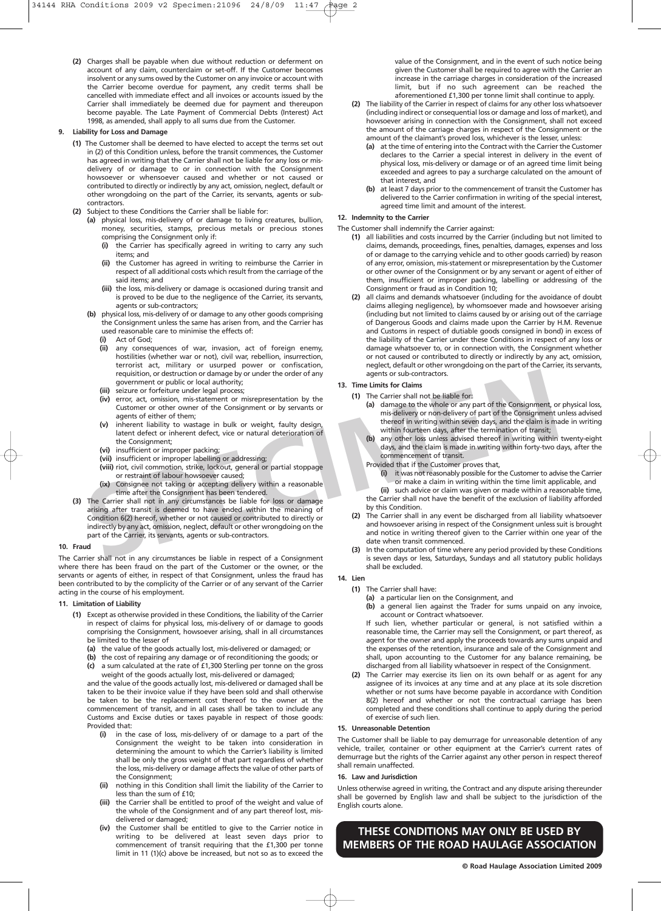**(2)** Charges shall be payable when due without reduction or deferment on account of any claim, counterclaim or set-off. If the Customer becomes insolvent or any sums owed by the Customer on any invoice or account with the Carrier become overdue for payment, any credit terms shall be cancelled with immediate effect and all invoices or accounts issued by the Carrier shall immediately be deemed due for payment and thereupon become payable. The Late Payment of Commercial Debts (Interest) Act 1998, as amended, shall apply to all sums due from the Customer.

#### **9. Liability for Loss and Damage**

- **(1)** The Customer shall be deemed to have elected to accept the terms set out in (2) of this Condition unless, before the transit commences, the Customer has agreed in writing that the Carrier shall not be liable for any loss or misdelivery of or damage to or in connection with the Consignment howsoever or whensoever caused and whether or not caused or contributed to directly or indirectly by any act, omission, neglect, default or other wrongdoing on the part of the Carrier, its servants, agents or subcontractors.
- **(2)** Subject to these Conditions the Carrier shall be liable for:
	- **(a)** physical loss, mis-delivery of or damage to living creatures, bullion, money, securities, stamps, precious metals or precious stones comprising the Consignment only if:
		- **(i)** the Carrier has specifically agreed in writing to carry any such items; and
		- **(ii)** the Customer has agreed in writing to reimburse the Carrier in respect of all additional costs which result from the carriage of the said items; and
		- **(iii)** the loss, mis-delivery or damage is occasioned during transit and is proved to be due to the negligence of the Carrier, its servants, agents or sub-contractors;
	- **(b)** physical loss, mis-delivery of or damage to any other goods comprising the Consignment unless the same has arisen from, and the Carrier has used reasonable care to minimise the effects of:
		- **(i)** Act of God;
		- **(ii)** any consequences of war, invasion, act of foreign enemy, hostilities (whether war or not), civil war, rebellion, insurrection, terrorist act, military or usurped power or confiscation, requisition, or destruction or damage by or under the order of any government or public or local authority;
		- **(iii)** seizure or forfeiture under legal process;
		- **(iv)** error, act, omission, mis-statement or misrepresentation by the Customer or other owner of the Consignment or by servants or agents of either of them;
		- **(v)** inherent liability to wastage in bulk or weight, faulty design, latent defect or inherent defect, vice or natural deterioration of the Consignment;
		- **(vi)** insufficient or improper packing;
		- **(vii)** insufficient or improper labelling or addressing;
		- **(viii)** riot, civil commotion, strike, lockout, general or partial stoppage or restraint of labour howsoever caused;
		- **(ix)** Consignee not taking or accepting delivery within a reasonable time after the Consignment has been tendered.
- equation, or described to the consignment or public or local authority;<br>
(ii) seizue or forefitte under legal process, the carrier schain of the Consignment (i) exerce, act, omission, mis-statement or by servants or<br>
(ii) **(3)** The Carrier shall not in any circumstances be liable for loss or damage arising after transit is deemed to have ended within the meaning of Condition 6(2) hereof, whether or not caused or contributed to directly or indirectly by any act, omission, neglect, default or other wrongdoing on the part of the Carrier, its servants, agents or sub-contractors.

#### **10. Fraud**

The Carrier shall not in any circumstances be liable in respect of a Consignment where there has been fraud on the part of the Customer or the owner, or the servants or agents of either, in respect of that Consignment, unless the fraud has been contributed to by the complicity of the Carrier or of any servant of the Carrier acting in the course of his employment.

#### **11. Limitation of Liability**

- **(1)** Except as otherwise provided in these Conditions, the liability of the Carrier in respect of claims for physical loss, mis-delivery of or damage to goods comprising the Consignment, howsoever arising, shall in all circumstances be limited to the lesser of
	- **(a)** the value of the goods actually lost, mis-delivered or damaged; or
	- **(b)** the cost of repairing any damage or of reconditioning the goods; or
	- **(c)** a sum calculated at the rate of £1,300 Sterling per tonne on the gross weight of the goods actually lost, mis-delivered or damaged;

and the value of the goods actually lost, mis-delivered or damaged shall be taken to be their invoice value if they have been sold and shall otherwise be taken to be the replacement cost thereof to the owner at the commencement of transit, and in all cases shall be taken to include any Customs and Excise duties or taxes payable in respect of those goods: Provided that:

- **(i)** in the case of loss, mis-delivery of or damage to a part of the Consignment the weight to be taken into consideration in determining the amount to which the Carrier's liability is limited shall be only the gross weight of that part regardless of whether the loss, mis-delivery or damage affects the value of other parts of the Consignment;
- **(ii)** nothing in this Condition shall limit the liability of the Carrier to less than the sum of £10;
- **(iii)** the Carrier shall be entitled to proof of the weight and value of the whole of the Consignment and of any part thereof lost, misdelivered or damaged;
- **(iv)** the Customer shall be entitled to give to the Carrier notice in writing to be delivered at least seven days prior to commencement of transit requiring that the £1,300 per tonne limit in 11 (1)(c) above be increased, but not so as to exceed the

value of the Consignment, and in the event of such notice being given the Customer shall be required to agree with the Carrier an increase in the carriage charges in consideration of the increased limit, but if no such agreement can be reached the aforementioned £1,300 per tonne limit shall continue to apply.

- **(2)** The liability of the Carrier in respect of claims for any other loss whatsoever (including indirect or consequential loss or damage and loss of market), and howsoever arising in connection with the Consignment, shall not exceed the amount of the carriage charges in respect of the Consignment or the amount of the claimant's proved loss, whichever is the lesser, unless:
	- **(a)** at the time of entering into the Contract with the Carrier the Customer declares to the Carrier a special interest in delivery in the event of physical loss, mis-delivery or damage or of an agreed time limit being exceeded and agrees to pay a surcharge calculated on the amount of that interest, and
	- **(b)** at least 7 days prior to the commencement of transit the Customer has delivered to the Carrier confirmation in writing of the special interest, agreed time limit and amount of the interest.

#### **12. Indemnity to the Carrier**

- The Customer shall indemnify the Carrier against:
	- **(1)** all liabilities and costs incurred by the Carrier (including but not limited to claims, demands, proceedings, fines, penalties, damages, expenses and loss of or damage to the carrying vehicle and to other goods carried) by reason of any error, omission, mis-statement or misrepresentation by the Customer or other owner of the Consignment or by any servant or agent of either of them, insufficient or improper packing, labelling or addressing of the Consignment or fraud as in Condition 10;
	- **(2)** all claims and demands whatsoever (including for the avoidance of doubt claims alleging negligence), by whomsoever made and howsoever arising (including but not limited to claims caused by or arising out of the carriage of Dangerous Goods and claims made upon the Carrier by H.M. Revenue and Customs in respect of dutiable goods consigned in bond) in excess of the liability of the Carrier under these Conditions in respect of any loss or damage whatsoever to, or in connection with, the Consignment whether or not caused or contributed to directly or indirectly by any act, omission, neglect, default or other wrongdoing on the part of the Carrier, its servants, agents or sub-contractors.

#### **13. Time Limits for Claims**

- **(1)** The Carrier shall not be liable for:
	- **(a)** damage to the whole or any part of the Consignment, or physical loss, mis-delivery or non-delivery of part of the Consignment unless advised thereof in writing within seven days, and the claim is made in writing within fourteen days, after the termination of transit;
	- **(b)** any other loss unless advised thereof in writing within twenty-eight days, and the claim is made in writing within forty-two days, after the commencement of transit.

Provided that if the Customer proves that,

- **(i)** it was not reasonably possible for the Customer to advise the Carrier or make a claim in writing within the time limit applicable, and
- **(ii)** such advice or claim was given or made within a reasonable time, the Carrier shall not have the benefit of the exclusion of liability afforded by this Condition.
- **(2)** The Carrier shall in any event be discharged from all liability whatsoever and howsoever arising in respect of the Consignment unless suit is brought and notice in writing thereof given to the Carrier within one year of the date when transit commenced.
- **(3)** In the computation of time where any period provided by these Conditions is seven days or less, Saturdays, Sundays and all statutory public holidays shall be excluded.

#### **14. Lien**

- **(1)** The Carrier shall have:
	- **(a)** a particular lien on the Consignment, and

**(b)** a general lien against the Trader for sums unpaid on any invoice, account or Contract whatsoever.

If such lien, whether particular or general, is not satisfied within a reasonable time, the Carrier may sell the Consignment, or part thereof, as agent for the owner and apply the proceeds towards any sums unpaid and the expenses of the retention, insurance and sale of the Consignment and shall, upon accounting to the Customer for any balance remaining, be discharged from all liability whatsoever in respect of the Consignment.

**(2)** The Carrier may exercise its lien on its own behalf or as agent for any assignee of its invoices at any time and at any place at its sole discretion whether or not sums have become payable in accordance with Condition 8(2) hereof and whether or not the contractual carriage has been completed and these conditions shall continue to apply during the period of exercise of such lien.

#### **15. Unreasonable Detention**

The Customer shall be liable to pay demurrage for unreasonable detention of any vehicle, trailer, container or other equipment at the Carrier's current rates of demurrage but the rights of the Carrier against any other person in respect thereof shall remain unaffected.

#### **16. Law and Jurisdiction**

Unless otherwise agreed in writing, the Contract and any dispute arising thereunder shall be governed by English law and shall be subject to the jurisdiction of the English courts alone.

**THESE CONDITIONS MAY ONLY BE USED BY MEMBERS OF THE ROAD HAULAGE ASSOCIATION**